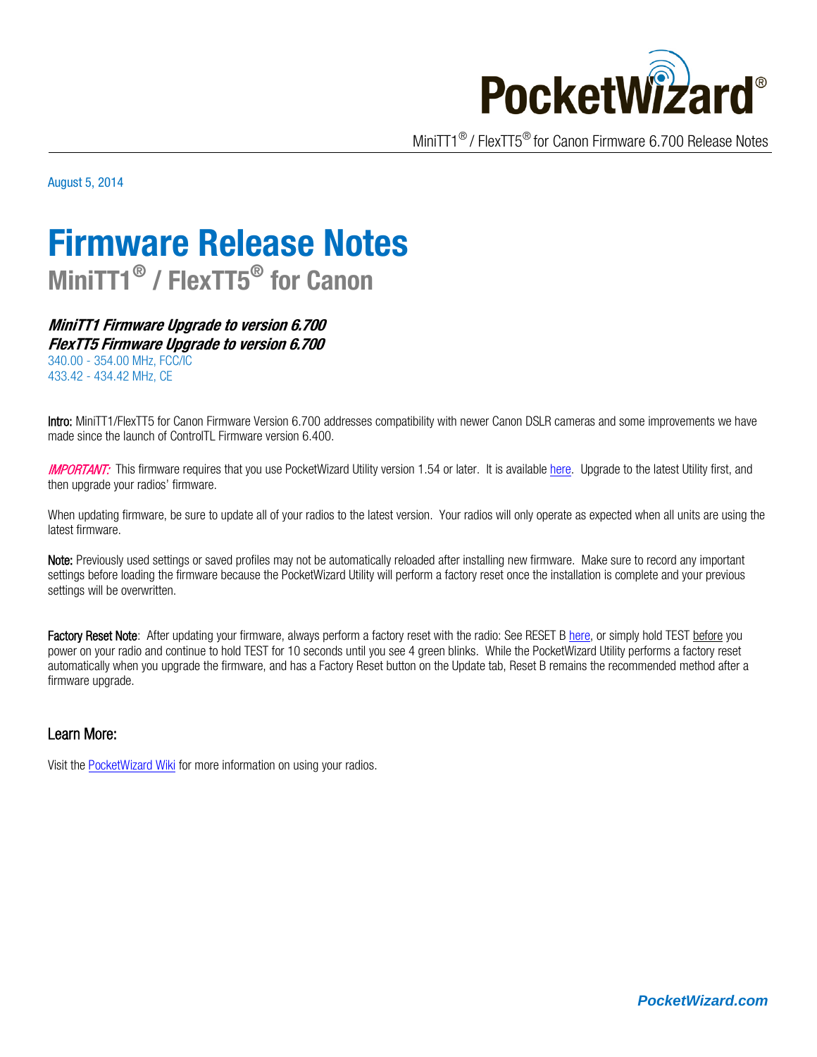August 5, 2014

# Firmware Release Notes

## MiniTT1® / FlexTT5® for Canon

***MiniTT1 Firmware Upgrade to version 6.700***
***FlexTT5 Firmware Upgrade to version 6.700***
340.00 - 354.00 MHz, FCC/IC
433.42 - 434.42 MHz, CE

**Intro:** MiniTT1/FlexTT5 for Canon Firmware Version 6.700 addresses compatibility with newer Canon DSLR cameras and some improvements we have made since the launch of ControlTL Firmware version 6.400.

***IMPORTANT:*** This firmware requires that you use PocketWizard Utility version 1.54 or later. It is available here. Upgrade to the latest Utility first, and then upgrade your radios' firmware.

When updating firmware, be sure to update all of your radios to the latest version. Your radios will only operate as expected when all units are using the latest firmware.

**Note:** Previously used settings or saved profiles may not be automatically reloaded after installing new firmware. Make sure to record any important settings before loading the firmware because the PocketWizard Utility will perform a factory reset once the installation is complete and your previous settings will be overwritten.

**Factory Reset Note**: After updating your firmware, always perform a factory reset with the radio: See RESET B here, or simply hold TEST before you power on your radio and continue to hold TEST for 10 seconds until you see 4 green blinks. While the PocketWizard Utility performs a factory reset automatically when you upgrade the firmware, and has a Factory Reset button on the Update tab, Reset B remains the recommended method after a firmware upgrade.

### Learn More:

Visit the PocketWizard Wiki for more information on using your radios.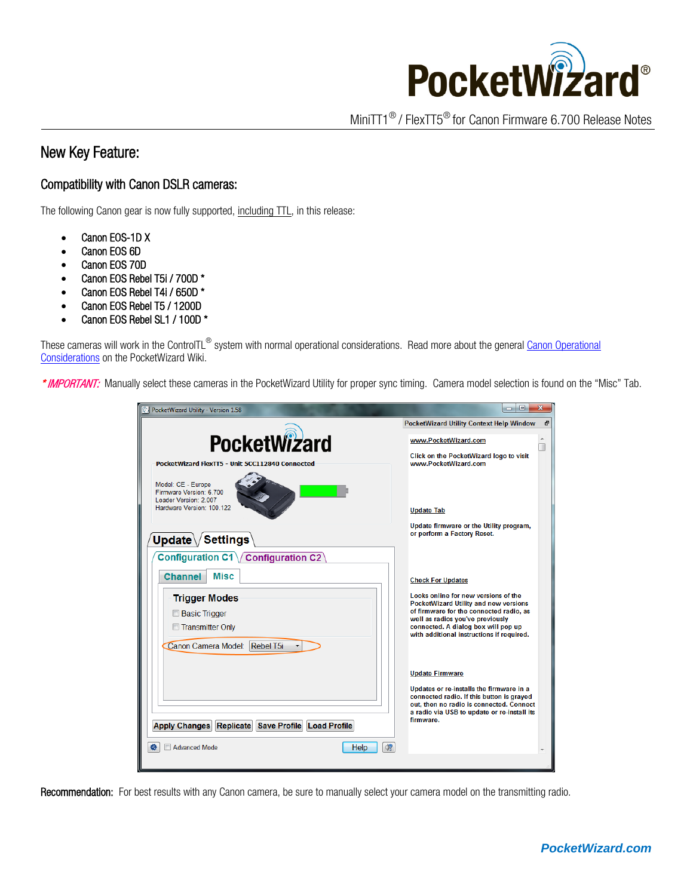# New Key Feature:

## Compatibility with Canon DSLR cameras:

The following Canon gear is now fully supported, including TTL, in this release:

- Canon EOS-1D X
- Canon EOS 6D
- Canon EOS 70D
- Canon EOS Rebel T5i / 700D *
- Canon EOS Rebel T4i / 650D *
- Canon EOS Rebel T5 / 1200D
- Canon EOS Rebel SL1 / 100D *

These cameras will work in the ControlTL® system with normal operational considerations. Read more about the general Canon Operational Considerations on the PocketWizard Wiki.

*** IMPORTANT:** Manually select these cameras in the PocketWizard Utility for proper sync timing. Camera model selection is found on the "Misc" Tab.

**Recommendation:** For best results with any Canon camera, be sure to manually select your camera model on the transmitting radio.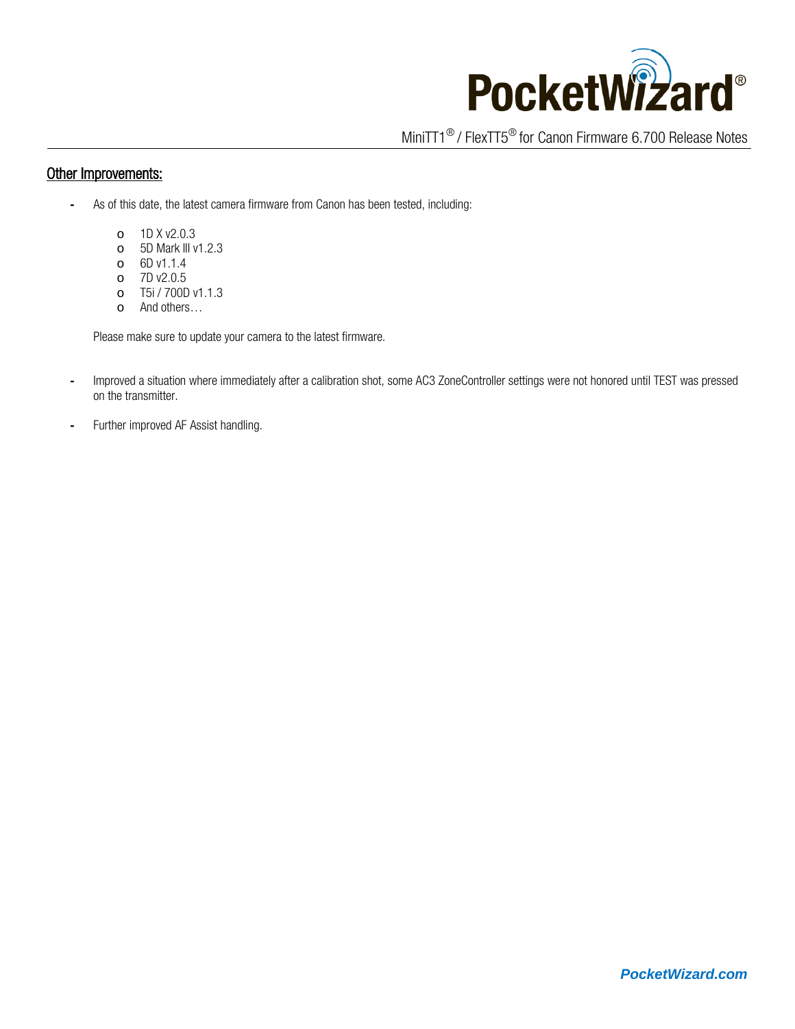## Other Improvements:

- As of this date, the latest camera firmware from Canon has been tested, including:

    - 1D X v2.0.3
    - 5D Mark III v1.2.3
    - 6D v1.1.4
    - 7D v2.0.5
    - T5i / 700D v1.1.3
    - And others…

  Please make sure to update your camera to the latest firmware.

- Improved a situation where immediately after a calibration shot, some AC3 ZoneController settings were not honored until TEST was pressed on the transmitter.

- Further improved AF Assist handling.